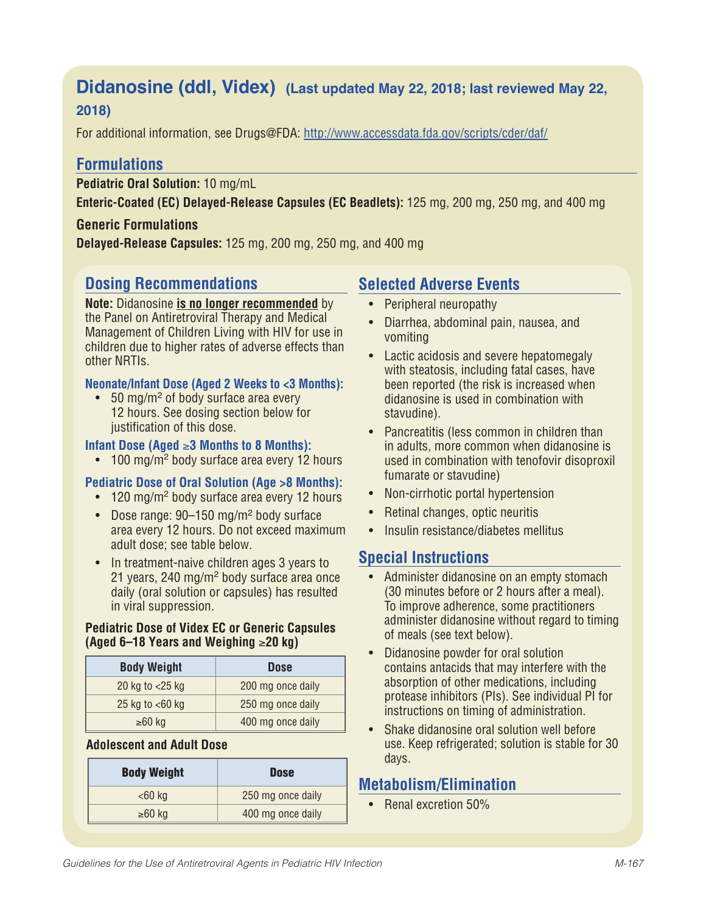# Didanosine (ddI, Videx) (Last updated May 22, 2018; last reviewed May 22, 2018)

For additional information, see Drugs@FDA: http://www.accessdata.fda.gov/scripts/cder/daf/

## Formulations

**Pediatric Oral Solution:** 10 mg/mL

**Enteric-Coated (EC) Delayed-Release Capsules (EC Beadlets):** 125 mg, 200 mg, 250 mg, and 400 mg

**Generic Formulations**

**Delayed-Release Capsules:** 125 mg, 200 mg, 250 mg, and 400 mg

## Dosing Recommendations

**Note:** Didanosine **is no longer recommended** by the Panel on Antiretroviral Therapy and Medical Management of Children Living with HIV for use in children due to higher rates of adverse effects than other NRTIs.

### Neonate/Infant Dose (Aged 2 Weeks to <3 Months):

- 50 mg/m² of body surface area every 12 hours. See dosing section below for justification of this dose.

### Infant Dose (Aged ≥3 Months to 8 Months):

- 100 mg/m² body surface area every 12 hours

### Pediatric Dose of Oral Solution (Age >8 Months):

- 120 mg/m² body surface area every 12 hours
- Dose range: 90–150 mg/m² body surface area every 12 hours. Do not exceed maximum adult dose; see table below.
- In treatment-naive children ages 3 years to 21 years, 240 mg/m² body surface area once daily (oral solution or capsules) has resulted in viral suppression.

**Pediatric Dose of Videx EC or Generic Capsules (Aged 6–18 Years and Weighing ≥20 kg)**

| Body Weight | Dose |
|---|---|
| 20 kg to <25 kg | 200 mg once daily |
| 25 kg to <60 kg | 250 mg once daily |
| ≥60 kg | 400 mg once daily |

**Adolescent and Adult Dose**

| Body Weight | Dose |
|---|---|
| <60 kg | 250 mg once daily |
| ≥60 kg | 400 mg once daily |

## Selected Adverse Events

- Peripheral neuropathy
- Diarrhea, abdominal pain, nausea, and vomiting
- Lactic acidosis and severe hepatomegaly with steatosis, including fatal cases, have been reported (the risk is increased when didanosine is used in combination with stavudine).
- Pancreatitis (less common in children than in adults, more common when didanosine is used in combination with tenofovir disoproxil fumarate or stavudine)
- Non-cirrhotic portal hypertension
- Retinal changes, optic neuritis
- Insulin resistance/diabetes mellitus

## Special Instructions

- Administer didanosine on an empty stomach (30 minutes before or 2 hours after a meal). To improve adherence, some practitioners administer didanosine without regard to timing of meals (see text below).
- Didanosine powder for oral solution contains antacids that may interfere with the absorption of other medications, including protease inhibitors (PIs). See individual PI for instructions on timing of administration.
- Shake didanosine oral solution well before use. Keep refrigerated; solution is stable for 30 days.

## Metabolism/Elimination

- Renal excretion 50%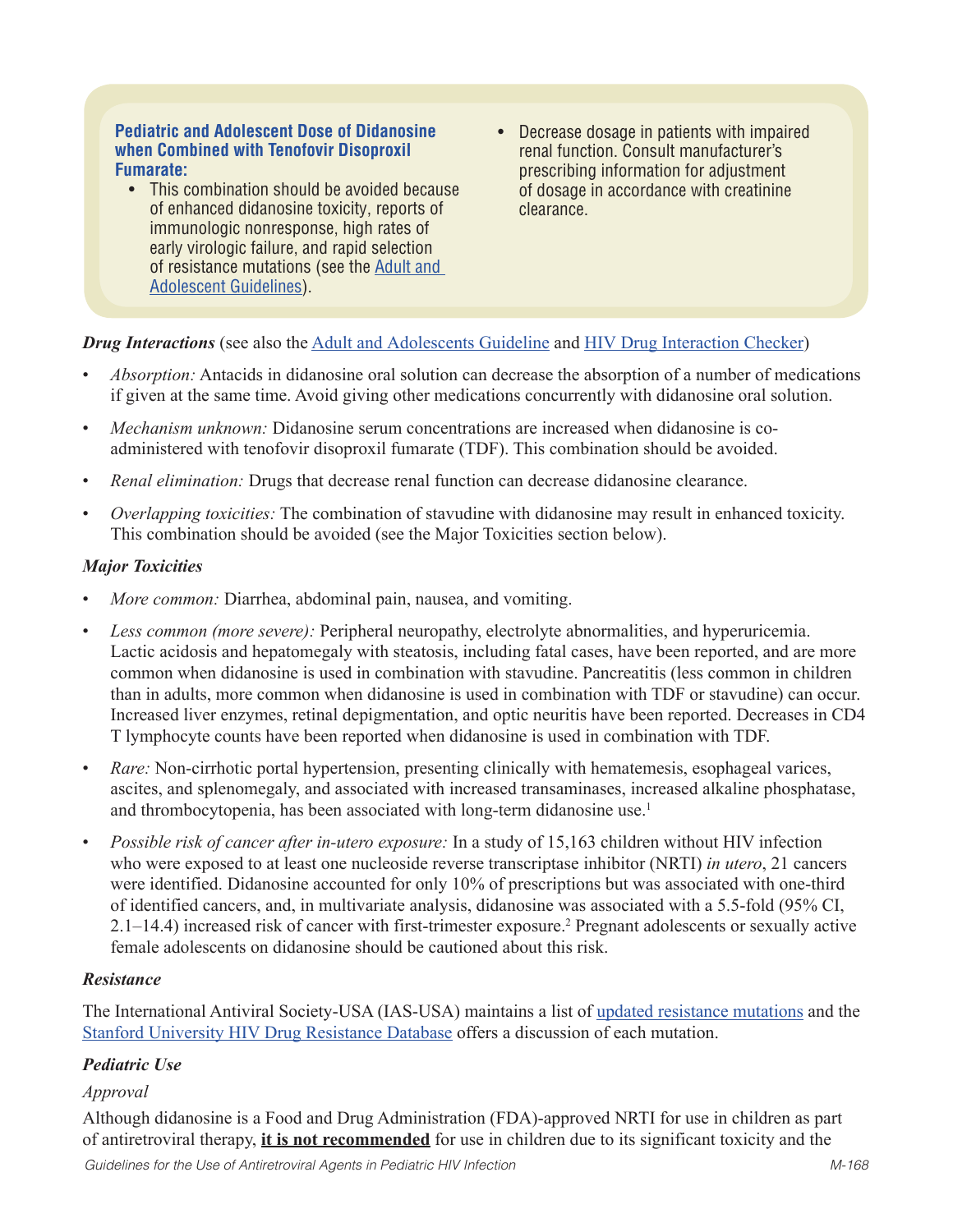**Pediatric and Adolescent Dose of Didanosine when Combined with Tenofovir Disoproxil Fumarate:**

- This combination should be avoided because of enhanced didanosine toxicity, reports of immunologic nonresponse, high rates of early virologic failure, and rapid selection of resistance mutations (see the Adult and Adolescent Guidelines).
- Decrease dosage in patients with impaired renal function. Consult manufacturer's prescribing information for adjustment of dosage in accordance with creatinine clearance.

***Drug Interactions*** (see also the Adult and Adolescents Guideline and HIV Drug Interaction Checker)

- *Absorption:* Antacids in didanosine oral solution can decrease the absorption of a number of medications if given at the same time. Avoid giving other medications concurrently with didanosine oral solution.
- *Mechanism unknown:* Didanosine serum concentrations are increased when didanosine is co-administered with tenofovir disoproxil fumarate (TDF). This combination should be avoided.
- *Renal elimination:* Drugs that decrease renal function can decrease didanosine clearance.
- *Overlapping toxicities:* The combination of stavudine with didanosine may result in enhanced toxicity. This combination should be avoided (see the Major Toxicities section below).

***Major Toxicities***

- *More common:* Diarrhea, abdominal pain, nausea, and vomiting.
- *Less common (more severe):* Peripheral neuropathy, electrolyte abnormalities, and hyperuricemia. Lactic acidosis and hepatomegaly with steatosis, including fatal cases, have been reported, and are more common when didanosine is used in combination with stavudine. Pancreatitis (less common in children than in adults, more common when didanosine is used in combination with TDF or stavudine) can occur. Increased liver enzymes, retinal depigmentation, and optic neuritis have been reported. Decreases in CD4 T lymphocyte counts have been reported when didanosine is used in combination with TDF.
- *Rare:* Non-cirrhotic portal hypertension, presenting clinically with hematemesis, esophageal varices, ascites, and splenomegaly, and associated with increased transaminases, increased alkaline phosphatase, and thrombocytopenia, has been associated with long-term didanosine use.[1]
- *Possible risk of cancer after in-utero exposure:* In a study of 15,163 children without HIV infection who were exposed to at least one nucleoside reverse transcriptase inhibitor (NRTI) *in utero*, 21 cancers were identified. Didanosine accounted for only 10% of prescriptions but was associated with one-third of identified cancers, and, in multivariate analysis, didanosine was associated with a 5.5-fold (95% CI, 2.1–14.4) increased risk of cancer with first-trimester exposure.[2] Pregnant adolescents or sexually active female adolescents on didanosine should be cautioned about this risk.

***Resistance***

The International Antiviral Society-USA (IAS-USA) maintains a list of updated resistance mutations and the Stanford University HIV Drug Resistance Database offers a discussion of each mutation.

***Pediatric Use***

*Approval*

Although didanosine is a Food and Drug Administration (FDA)-approved NRTI for use in children as part of antiretroviral therapy, **it is not recommended** for use in children due to its significant toxicity and the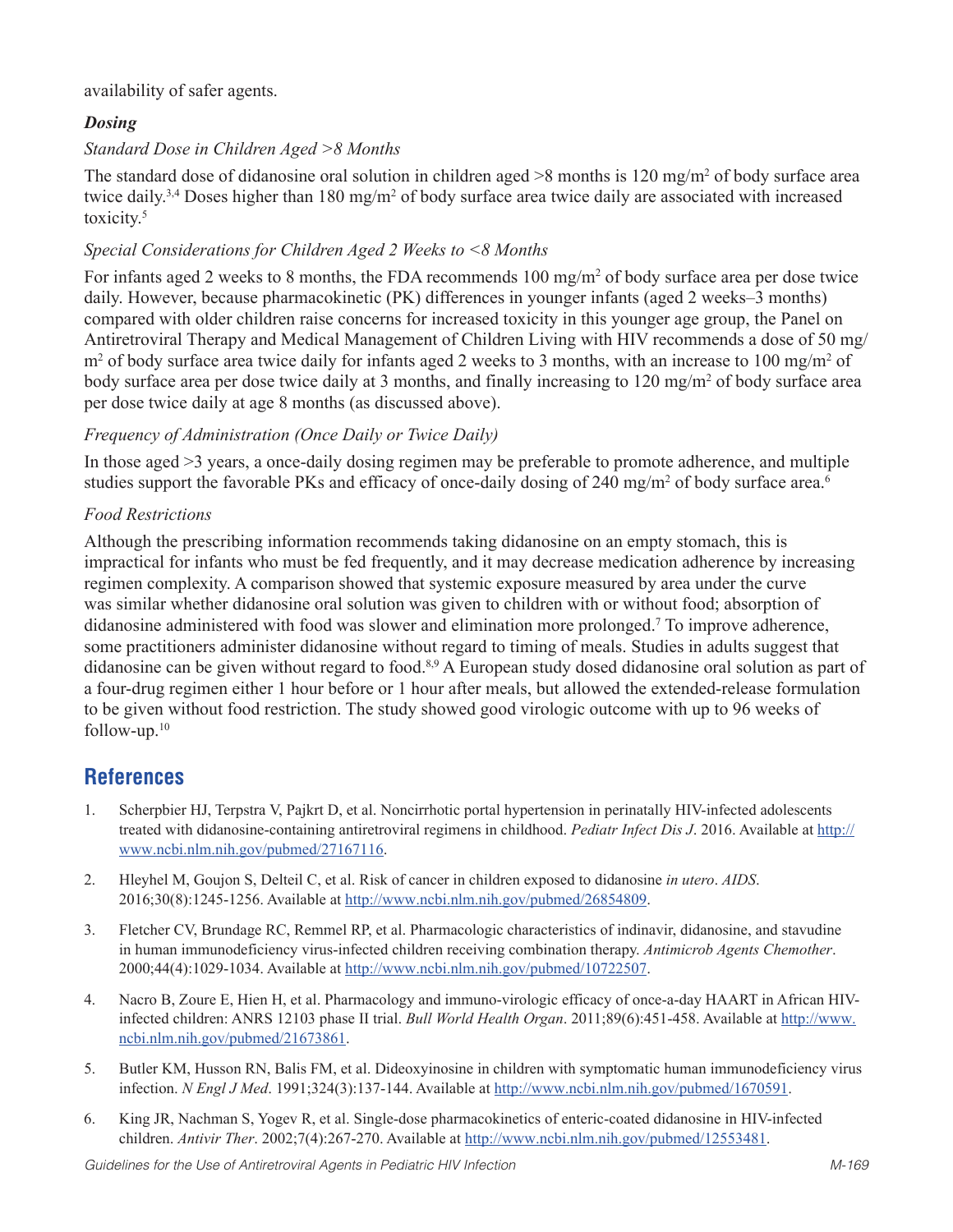availability of safer agents.

### *Dosing*

*Standard Dose in Children Aged >8 Months*

The standard dose of didanosine oral solution in children aged >8 months is 120 mg/m$^2$ of body surface area twice daily.[3,4] Doses higher than 180 mg/m$^2$ of body surface area twice daily are associated with increased toxicity.[5]

*Special Considerations for Children Aged 2 Weeks to <8 Months*

For infants aged 2 weeks to 8 months, the FDA recommends 100 mg/m$^2$ of body surface area per dose twice daily. However, because pharmacokinetic (PK) differences in younger infants (aged 2 weeks–3 months) compared with older children raise concerns for increased toxicity in this younger age group, the Panel on Antiretroviral Therapy and Medical Management of Children Living with HIV recommends a dose of 50 mg/m$^2$ of body surface area twice daily for infants aged 2 weeks to 3 months, with an increase to 100 mg/m$^2$ of body surface area per dose twice daily at 3 months, and finally increasing to 120 mg/m$^2$ of body surface area per dose twice daily at age 8 months (as discussed above).

*Frequency of Administration (Once Daily or Twice Daily)*

In those aged >3 years, a once-daily dosing regimen may be preferable to promote adherence, and multiple studies support the favorable PKs and efficacy of once-daily dosing of 240 mg/m$^2$ of body surface area.[6]

*Food Restrictions*

Although the prescribing information recommends taking didanosine on an empty stomach, this is impractical for infants who must be fed frequently, and it may decrease medication adherence by increasing regimen complexity. A comparison showed that systemic exposure measured by area under the curve was similar whether didanosine oral solution was given to children with or without food; absorption of didanosine administered with food was slower and elimination more prolonged.[7] To improve adherence, some practitioners administer didanosine without regard to timing of meals. Studies in adults suggest that didanosine can be given without regard to food.[8,9] A European study dosed didanosine oral solution as part of a four-drug regimen either 1 hour before or 1 hour after meals, but allowed the extended-release formulation to be given without food restriction. The study showed good virologic outcome with up to 96 weeks of follow-up.[10]

## References

1. Scherpbier HJ, Terpstra V, Pajkrt D, et al. Noncirrhotic portal hypertension in perinatally HIV-infected adolescents treated with didanosine-containing antiretroviral regimens in childhood. *Pediatr Infect Dis J*. 2016. Available at http://www.ncbi.nlm.nih.gov/pubmed/27167116.

2. Hleyhel M, Goujon S, Delteil C, et al. Risk of cancer in children exposed to didanosine *in utero*. *AIDS*. 2016;30(8):1245-1256. Available at http://www.ncbi.nlm.nih.gov/pubmed/26854809.

3. Fletcher CV, Brundage RC, Remmel RP, et al. Pharmacologic characteristics of indinavir, didanosine, and stavudine in human immunodeficiency virus-infected children receiving combination therapy. *Antimicrob Agents Chemother*. 2000;44(4):1029-1034. Available at http://www.ncbi.nlm.nih.gov/pubmed/10722507.

4. Nacro B, Zoure E, Hien H, et al. Pharmacology and immuno-virologic efficacy of once-a-day HAART in African HIV-infected children: ANRS 12103 phase II trial. *Bull World Health Organ*. 2011;89(6):451-458. Available at http://www.ncbi.nlm.nih.gov/pubmed/21673861.

5. Butler KM, Husson RN, Balis FM, et al. Dideoxyinosine in children with symptomatic human immunodeficiency virus infection. *N Engl J Med*. 1991;324(3):137-144. Available at http://www.ncbi.nlm.nih.gov/pubmed/1670591.

6. King JR, Nachman S, Yogev R, et al. Single-dose pharmacokinetics of enteric-coated didanosine in HIV-infected children. *Antivir Ther*. 2002;7(4):267-270. Available at http://www.ncbi.nlm.nih.gov/pubmed/12553481.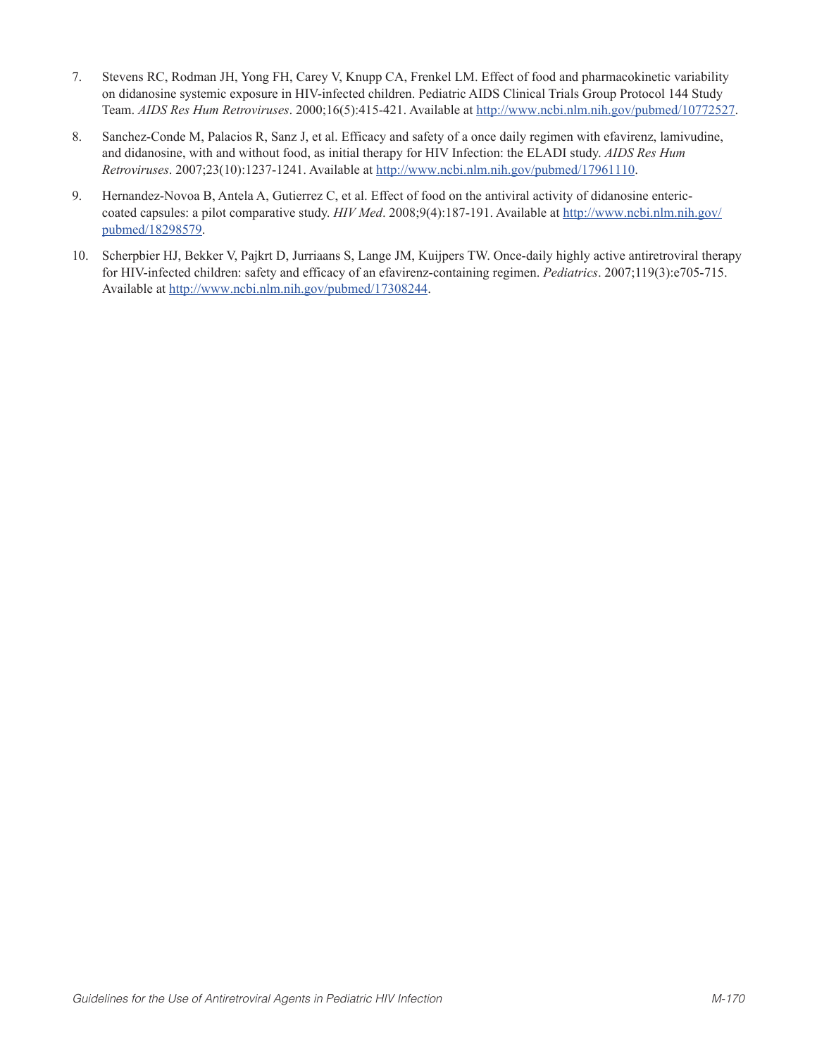7. Stevens RC, Rodman JH, Yong FH, Carey V, Knupp CA, Frenkel LM. Effect of food and pharmacokinetic variability on didanosine systemic exposure in HIV-infected children. Pediatric AIDS Clinical Trials Group Protocol 144 Study Team. *AIDS Res Hum Retroviruses*. 2000;16(5):415-421. Available at http://www.ncbi.nlm.nih.gov/pubmed/10772527.

8. Sanchez-Conde M, Palacios R, Sanz J, et al. Efficacy and safety of a once daily regimen with efavirenz, lamivudine, and didanosine, with and without food, as initial therapy for HIV Infection: the ELADI study. *AIDS Res Hum Retroviruses*. 2007;23(10):1237-1241. Available at http://www.ncbi.nlm.nih.gov/pubmed/17961110.

9. Hernandez-Novoa B, Antela A, Gutierrez C, et al. Effect of food on the antiviral activity of didanosine enteric-coated capsules: a pilot comparative study. *HIV Med*. 2008;9(4):187-191. Available at http://www.ncbi.nlm.nih.gov/pubmed/18298579.

10. Scherpbier HJ, Bekker V, Pajkrt D, Jurriaans S, Lange JM, Kuijpers TW. Once-daily highly active antiretroviral therapy for HIV-infected children: safety and efficacy of an efavirenz-containing regimen. *Pediatrics*. 2007;119(3):e705-715. Available at http://www.ncbi.nlm.nih.gov/pubmed/17308244.